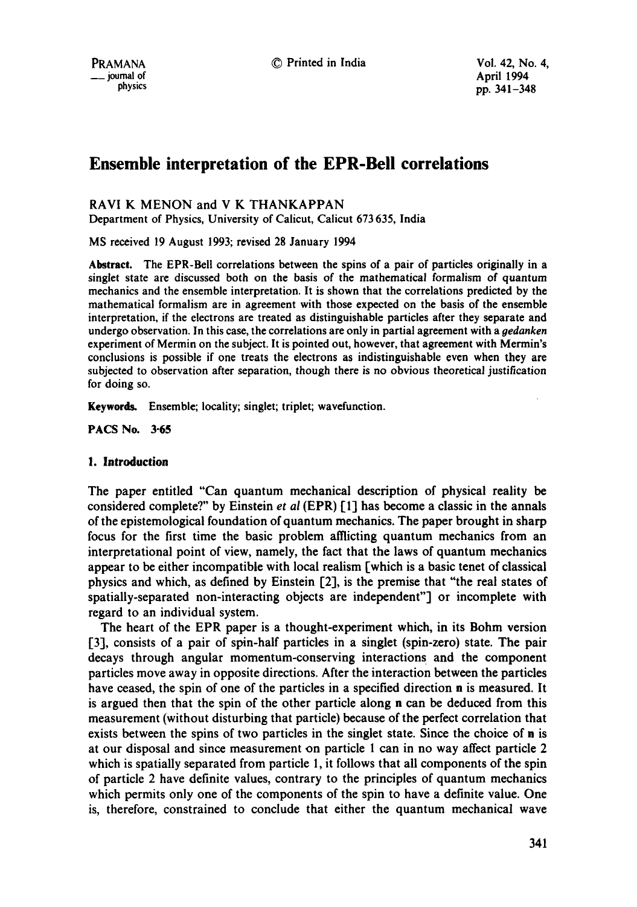# Ensemble interpretation of the EPR-Bell correlations

RAVI K MENON and V K THANKAPPAN

Department of Physics, University of Calicut, Calicut 673 635, India

MS received 19 August 1993; revised 28 January 1994

**Abstract.** The EPR-Bell correlations between the spins of a pair of particles originally in a singlet state are discussed both on the basis of the mathematical formalism of quantum mechanics and the ensemble interpretation. It is shown that the correlations predicted by the mathematical formalism are in agreement with those expected on the basis of the ensemble interpretation, if the electrons are treated as distinguishable particles after they separate and undergo observation. In this case, the correlations are only in partial agreement with a *gedanken* experiment of Mermin on the subject. It is pointed out, however, that agreement with Mermin's conclusions is possible if one treats the electrons as indistinguishable even when they are subjected to observation after separation, though there is no obvious theoretical justification for doing so.

**Keywords.** Ensemble; locality; singlet; triplet; wavefunction.

**PACS No.** 3·65

## 1. Introduction

The paper entitled "Can quantum mechanical description of physical reality be considered complete?" by Einstein *et al* (EPR) [1] has become a classic in the annals of the epistemological foundation of quantum mechanics. The paper brought in sharp focus for the first time the basic problem afflicting quantum mechanics from an interpretational point of view, namely, the fact that the laws of quantum mechanics appear to be either incompatible with local realism [which is a basic tenet of classical physics and which, as defined by Einstein [2], is the premise that "the real states of spatially-separated non-interacting objects are independent"] or incomplete with regard to an individual system.

The heart of the EPR paper is a thought-experiment which, in its Bohm version [3], consists of a pair of spin-half particles in a singlet (spin-zero) state. The pair decays through angular momentum-conserving interactions and the component particles move away in opposite directions. After the interaction between the particles have ceased, the spin of one of the particles in a specified direction **n** is measured. It is argued then that the spin of the other particle along **n** can be deduced from this measurement (without disturbing that particle) because of the perfect correlation that exists between the spins of two particles in the singlet state. Since the choice of **n** is at our disposal and since measurement on particle 1 can in no way affect particle 2 which is spatially separated from particle 1, it follows that all components of the spin of particle 2 have definite values, contrary to the principles of quantum mechanics which permits only one of the components of the spin to have a definite value. One is, therefore, constrained to conclude that either the quantum mechanical wave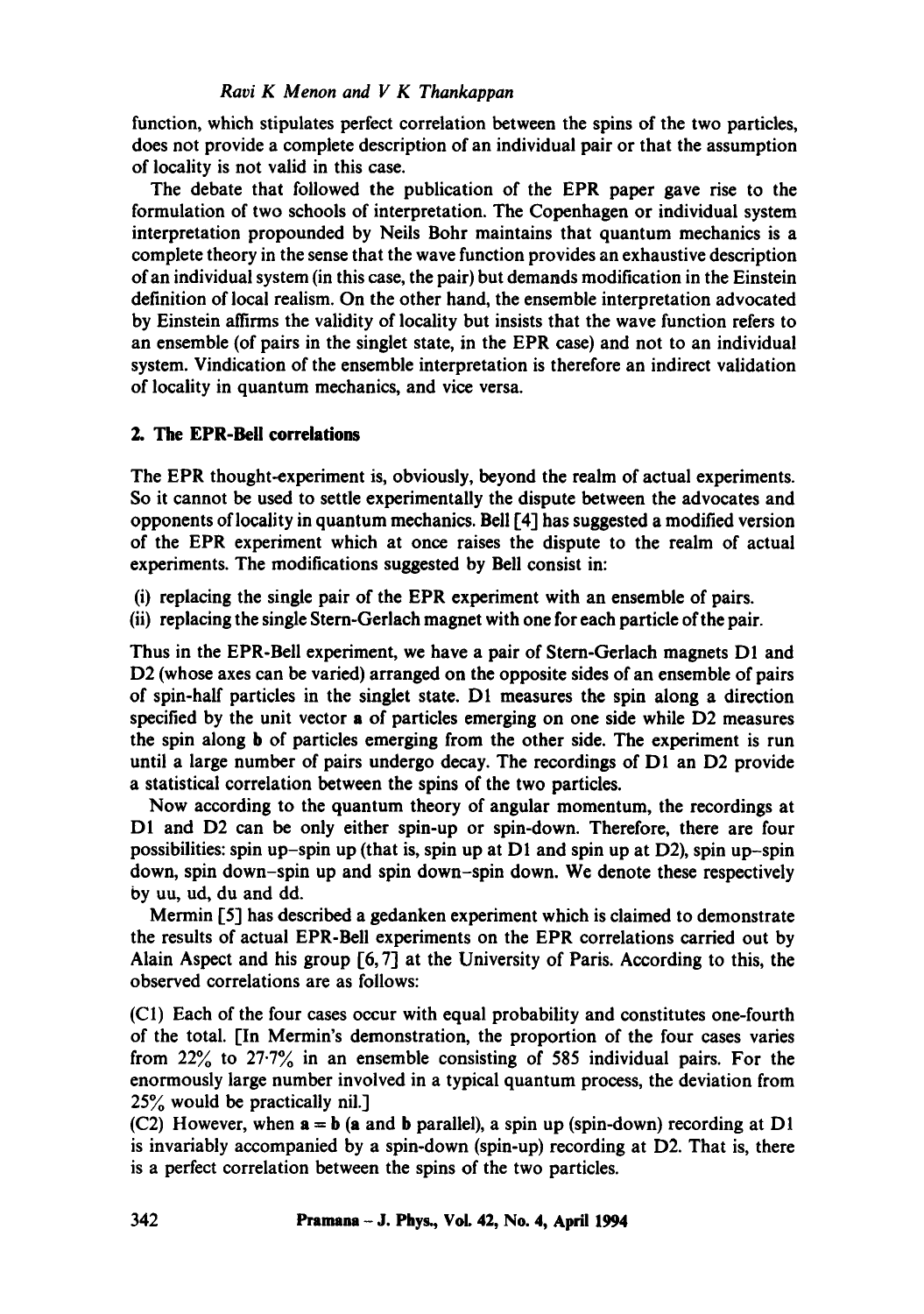function, which stipulates perfect correlation between the spins of the two particles, does not provide a complete description of an individual pair or that the assumption of locality is not valid in this case.

The debate that followed the publication of the EPR paper gave rise to the formulation of two schools of interpretation. The Copenhagen or individual system interpretation propounded by Neils Bohr maintains that quantum mechanics is a complete theory in the sense that the wave function provides an exhaustive description of an individual system (in this case, the pair) but demands modification in the Einstein definition of local realism. On the other hand, the ensemble interpretation advocated by Einstein affirms the validity of locality but insists that the wave function refers to an ensemble (of pairs in the singlet state, in the EPR case) and not to an individual system. Vindication of the ensemble interpretation is therefore an indirect validation of locality in quantum mechanics, and vice versa.

## 2. The EPR-Bell correlations

The EPR thought-experiment is, obviously, beyond the realm of actual experiments. So it cannot be used to settle experimentally the dispute between the advocates and opponents of locality in quantum mechanics. Bell [4] has suggested a modified version of the EPR experiment which at once raises the dispute to the realm of actual experiments. The modifications suggested by Bell consist in:

(i) replacing the single pair of the EPR experiment with an ensemble of pairs.
(ii) replacing the single Stern-Gerlach magnet with one for each particle of the pair.

Thus in the EPR-Bell experiment, we have a pair of Stern-Gerlach magnets D1 and D2 (whose axes can be varied) arranged on the opposite sides of an ensemble of pairs of spin-half particles in the singlet state. D1 measures the spin along a direction specified by the unit vector $\mathbf{a}$ of particles emerging on one side while D2 measures the spin along $\mathbf{b}$ of particles emerging from the other side. The experiment is run until a large number of pairs undergo decay. The recordings of D1 an D2 provide a statistical correlation between the spins of the two particles.

Now according to the quantum theory of angular momentum, the recordings at D1 and D2 can be only either spin-up or spin-down. Therefore, there are four possibilities: spin up–spin up (that is, spin up at D1 and spin up at D2), spin up–spin down, spin down–spin up and spin down–spin down. We denote these respectively by uu, ud, du and dd.

Mermin [5] has described a gedanken experiment which is claimed to demonstrate the results of actual EPR-Bell experiments on the EPR correlations carried out by Alain Aspect and his group [6,7] at the University of Paris. According to this, the observed correlations are as follows:

(C1) Each of the four cases occur with equal probability and constitutes one-fourth of the total. [In Mermin's demonstration, the proportion of the four cases varies from 22% to 27·7% in an ensemble consisting of 585 individual pairs. For the enormously large number involved in a typical quantum process, the deviation from 25% would be practically nil.]

(C2) However, when $\mathbf{a} = \mathbf{b}$ ($\mathbf{a}$ and $\mathbf{b}$ parallel), a spin up (spin-down) recording at D1 is invariably accompanied by a spin-down (spin-up) recording at D2. That is, there is a perfect correlation between the spins of the two particles.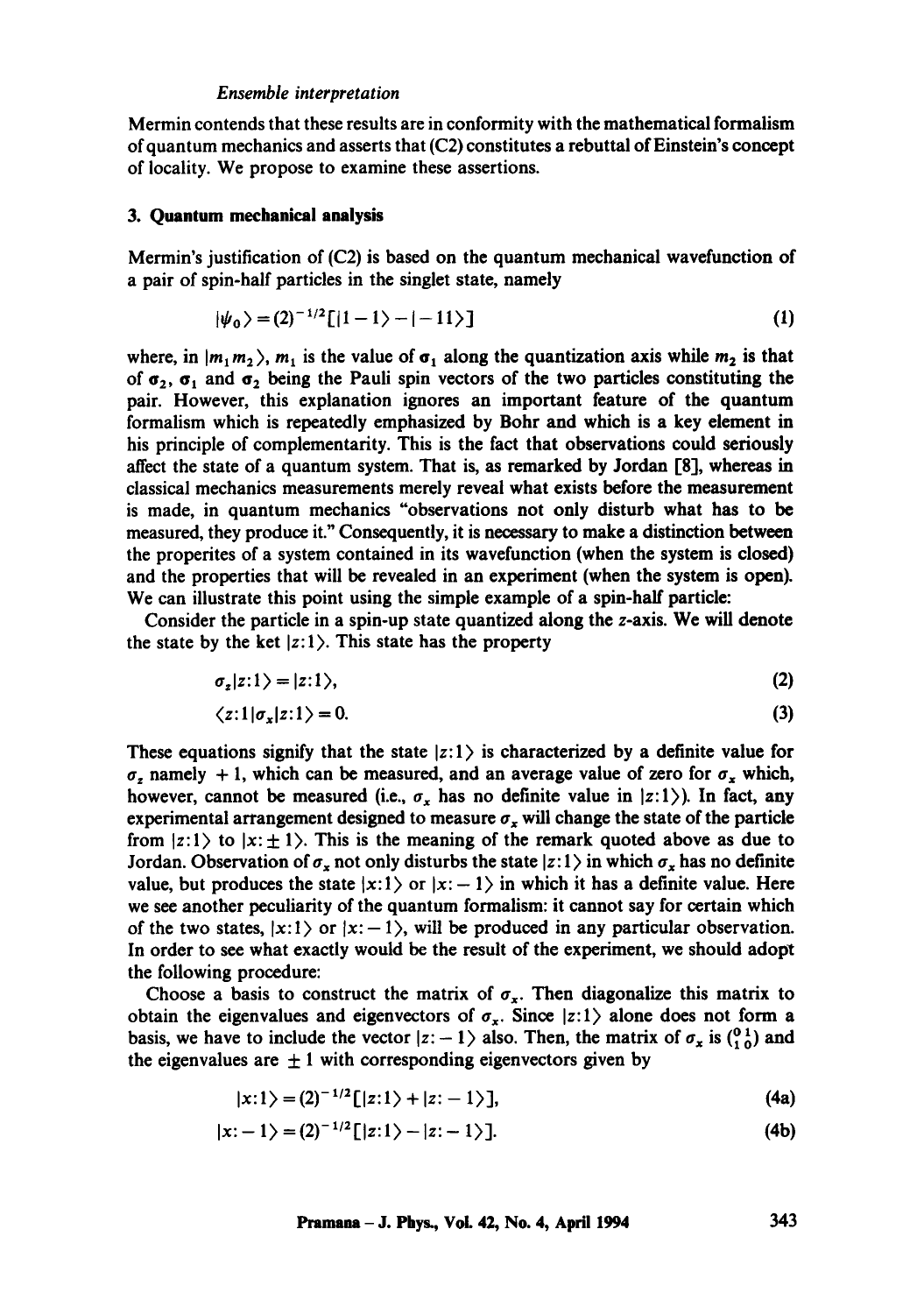Mermin contends that these results are in conformity with the mathematical formalism of quantum mechanics and asserts that (C2) constitutes a rebuttal of Einstein's concept of locality. We propose to examine these assertions.

### 3. Quantum mechanical analysis

Mermin's justification of (C2) is based on the quantum mechanical wavefunction of a pair of spin-half particles in the singlet state, namely

$$|\psi_0\rangle = (2)^{-1/2}[|1-1\rangle - |-11\rangle] \tag{1}$$

where, in $|m_1 m_2\rangle$, $m_1$ is the value of $\boldsymbol{\sigma}_1$ along the quantization axis while $m_2$ is that of $\boldsymbol{\sigma}_2$, $\boldsymbol{\sigma}_1$ and $\boldsymbol{\sigma}_2$ being the Pauli spin vectors of the two particles constituting the pair. However, this explanation ignores an important feature of the quantum formalism which is repeatedly emphasized by Bohr and which is a key element in his principle of complementarity. This is the fact that observations could seriously affect the state of a quantum system. That is, as remarked by Jordan [8], whereas in classical mechanics measurements merely reveal what exists before the measurement is made, in quantum mechanics "observations not only disturb what has to be measured, they produce it." Consequently, it is necessary to make a distinction between the properites of a system contained in its wavefunction (when the system is closed) and the properties that will be revealed in an experiment (when the system is open). We can illustrate this point using the simple example of a spin-half particle:

Consider the particle in a spin-up state quantized along the $z$-axis. We will denote the state by the ket $|z:1\rangle$. This state has the property

$$\sigma_z|z:1\rangle = |z:1\rangle, \tag{2}$$

$$\langle z:1|\sigma_x|z:1\rangle = 0. \tag{3}$$

These equations signify that the state $|z:1\rangle$ is characterized by a definite value for $\sigma_z$ namely $+1$, which can be measured, and an average value of zero for $\sigma_x$ which, however, cannot be measured (i.e., $\sigma_x$ has no definite value in $|z:1\rangle$). In fact, any experimental arrangement designed to measure $\sigma_x$ will change the state of the particle from $|z:1\rangle$ to $|x:\pm 1\rangle$. This is the meaning of the remark quoted above as due to Jordan. Observation of $\sigma_x$ not only disturbs the state $|z:1\rangle$ in which $\sigma_x$ has no definite value, but produces the state $|x:1\rangle$ or $|x:-1\rangle$ in which it has a definite value. Here we see another peculiarity of the quantum formalism: it cannot say for certain which of the two states, $|x:1\rangle$ or $|x:-1\rangle$, will be produced in any particular observation. In order to see what exactly would be the result of the experiment, we should adopt the following procedure:

Choose a basis to construct the matrix of $\sigma_x$. Then diagonalize this matrix to obtain the eigenvalues and eigenvectors of $\sigma_x$. Since $|z:1\rangle$ alone does not form a basis, we have to include the vector $|z:-1\rangle$ also. Then, the matrix of $\sigma_x$ is $\begin{pmatrix} 0 & 1 \\ 1 & 0 \end{pmatrix}$ and the eigenvalues are $\pm 1$ with corresponding eigenvectors given by

$$|x:1\rangle = (2)^{-1/2}[|z:1\rangle + |z:-1\rangle], \tag{4a}$$

$$|x:-1\rangle = (2)^{-1/2}[|z:1\rangle - |z:-1\rangle]. \tag{4b}$$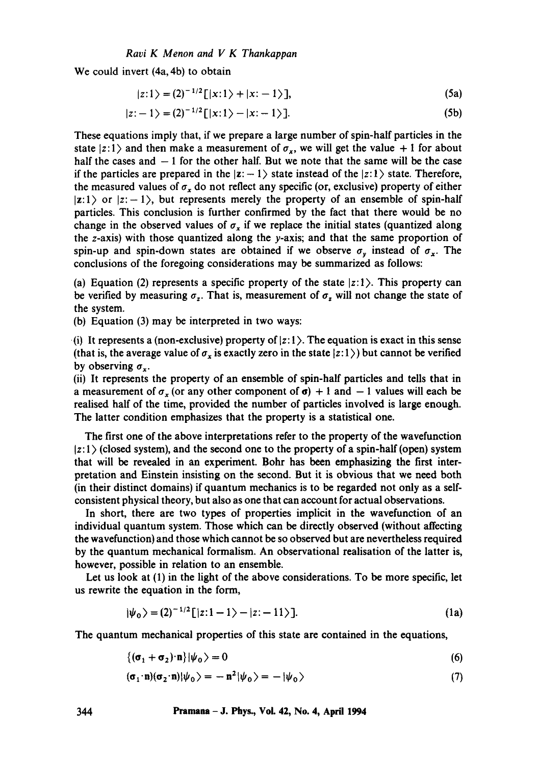We could invert (4a, 4b) to obtain

$$|z{:}1\rangle = (2)^{-1/2}[|x{:}1\rangle + |x{:}-1\rangle], \tag{5a}$$

$$|z{:}-1\rangle = (2)^{-1/2}[|x{:}1\rangle - |x{:}-1\rangle]. \tag{5b}$$

These equations imply that, if we prepare a large number of spin-half particles in the state $|z{:}1\rangle$ and then make a measurement of $\sigma_x$, we will get the value $+1$ for about half the cases and $-1$ for the other half. But we note that the same will be the case if the particles are prepared in the $|\mathbf{z}{:}-1\rangle$ state instead of the $|z{:}1\rangle$ state. Therefore, the measured values of $\sigma_x$ do not reflect any specific (or, exclusive) property of either $|\mathbf{z}{:}1\rangle$ or $|z{:}-1\rangle$, but represents merely the property of an ensemble of spin-half particles. This conclusion is further confirmed by the fact that there would be no change in the observed values of $\sigma_x$ if we replace the initial states (quantized along the $z$-axis) with those quantized along the $y$-axis; and that the same proportion of spin-up and spin-down states are obtained if we observe $\sigma_y$ instead of $\sigma_x$. The conclusions of the foregoing considerations may be summarized as follows:

(a) Equation (2) represents a specific property of the state $|z{:}1\rangle$. This property can be verified by measuring $\sigma_z$. That is, measurement of $\sigma_z$ will not change the state of the system.

(b) Equation (3) may be interpreted in two ways:

(i) It represents a (non-exclusive) property of $|z{:}1\rangle$. The equation is exact in this sense (that is, the average value of $\sigma_x$ is exactly zero in the state $|z{:}1\rangle$) but cannot be verified by observing $\sigma_x$.

(ii) It represents the property of an ensemble of spin-half particles and tells that in a measurement of $\sigma_x$ (or any other component of $\boldsymbol{\sigma}$) $+1$ and $-1$ values will each be realised half of the time, provided the number of particles involved is large enough. The latter condition emphasizes that the property is a statistical one.

The first one of the above interpretations refer to the property of the wavefunction $|z{:}1\rangle$ (closed system), and the second one to the property of a spin-half (open) system that will be revealed in an experiment. Bohr has been emphasizing the first interpretation and Einstein insisting on the second. But it is obvious that we need both (in their distinct domains) if quantum mechanics is to be regarded not only as a self-consistent physical theory, but also as one that can account for actual observations.

In short, there are two types of properties implicit in the wavefunction of an individual quantum system. Those which can be directly observed (without affecting the wavefunction) and those which cannot be so observed but are nevertheless required by the quantum mechanical formalism. An observational realisation of the latter is, however, possible in relation to an ensemble.

Let us look at (1) in the light of the above considerations. To be more specific, let us rewrite the equation in the form,

$$|\psi_0\rangle = (2)^{-1/2}[|z{:}1-1\rangle - |z{:}-11\rangle]. \tag{1a}$$

The quantum mechanical properties of this state are contained in the equations,

$$\{(\boldsymbol{\sigma}_1 + \boldsymbol{\sigma}_2)\cdot\mathbf{n}\}|\psi_0\rangle = 0 \tag{6}$$

$$(\boldsymbol{\sigma}_1\cdot\mathbf{n})(\boldsymbol{\sigma}_2\cdot\mathbf{n})|\psi_0\rangle = -\mathbf{n}^2|\psi_0\rangle = -|\psi_0\rangle \tag{7}$$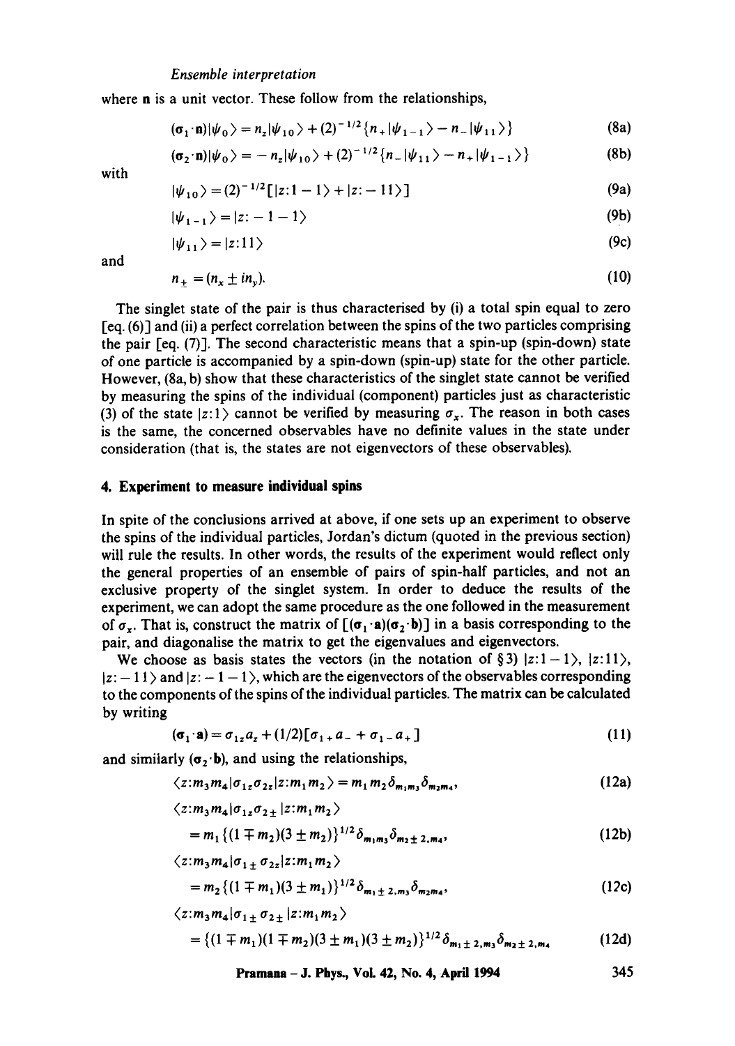where $\mathbf{n}$ is a unit vector. These follow from the relationships,

$$(\boldsymbol{\sigma}_1 \cdot \mathbf{n})|\psi_0\rangle = n_z|\psi_{10}\rangle + (2)^{-1/2}\{n_+|\psi_{1-1}\rangle - n_-|\psi_{11}\rangle\} \tag{8a}$$

$$(\boldsymbol{\sigma}_2 \cdot \mathbf{n})|\psi_0\rangle = -n_z|\psi_{10}\rangle + (2)^{-1/2}\{n_-|\psi_{11}\rangle - n_+|\psi_{1-1}\rangle\} \tag{8b}$$

with

$$|\psi_{10}\rangle = (2)^{-1/2}[|z:1-1\rangle + |z:-11\rangle] \tag{9a}$$

$$|\psi_{1-1}\rangle = |z:-1-1\rangle \tag{9b}$$

$$|\psi_{11}\rangle = |z:11\rangle \tag{9c}$$

and

$$n_\pm = (n_x \pm i n_y). \tag{10}$$

The singlet state of the pair is thus characterised by (i) a total spin equal to zero [eq. (6)] and (ii) a perfect correlation between the spins of the two particles comprising the pair [eq. (7)]. The second characteristic means that a spin-up (spin-down) state of one particle is accompanied by a spin-down (spin-up) state for the other particle. However, (8a, b) show that these characteristics of the singlet state cannot be verified by measuring the spins of the individual (component) particles just as characteristic (3) of the state $|z:1\rangle$ cannot be verified by measuring $\sigma_x$. The reason in both cases is the same, the concerned observables have no definite values in the state under consideration (that is, the states are not eigenvectors of these observables).

## 4. Experiment to measure individual spins

In spite of the conclusions arrived at above, if one sets up an experiment to observe the spins of the individual particles, Jordan's dictum (quoted in the previous section) will rule the results. In other words, the results of the experiment would reflect only the general properties of an ensemble of pairs of spin-half particles, and not an exclusive property of the singlet system. In order to deduce the results of the experiment, we can adopt the same procedure as the one followed in the measurement of $\sigma_x$. That is, construct the matrix of $[(\boldsymbol{\sigma}_1 \cdot \mathbf{a})(\boldsymbol{\sigma}_2 \cdot \mathbf{b})]$ in a basis corresponding to the pair, and diagonalise the matrix to get the eigenvalues and eigenvectors.

We choose as basis states the vectors (in the notation of §3) $|z:1-1\rangle$, $|z:11\rangle$, $|z:-11\rangle$ and $|z:-1-1\rangle$, which are the eigenvectors of the observables corresponding to the components of the spins of the individual particles. The matrix can be calculated by writing

$$(\boldsymbol{\sigma}_1 \cdot \mathbf{a}) = \sigma_{1z}a_z + (1/2)[\sigma_{1+}a_- + \sigma_{1-}a_+] \tag{11}$$

and similarly $(\boldsymbol{\sigma}_2 \cdot \mathbf{b})$, and using the relationships,

$$\langle z:m_3m_4|\sigma_{1z}\sigma_{2z}|z:m_1m_2\rangle = m_1m_2\delta_{m_1m_3}\delta_{m_2m_4}, \tag{12a}$$

$$\langle z:m_3m_4|\sigma_{1z}\sigma_{2\pm}|z:m_1m_2\rangle = m_1\{(1\mp m_2)(3\pm m_2)\}^{1/2}\delta_{m_1m_3}\delta_{m_2\pm 2,m_4}, \tag{12b}$$

$$\langle z:m_3m_4|\sigma_{1\pm}\sigma_{2z}|z:m_1m_2\rangle = m_2\{(1\mp m_1)(3\pm m_1)\}^{1/2}\delta_{m_1\pm 2,m_3}\delta_{m_2m_4}, \tag{12c}$$

$$\langle z:m_3m_4|\sigma_{1\pm}\sigma_{2\pm}|z:m_1m_2\rangle = \{(1\mp m_1)(1\mp m_2)(3\pm m_1)(3\pm m_2)\}^{1/2}\delta_{m_1\pm 2,m_3}\delta_{m_2\pm 2,m_4} \tag{12d}$$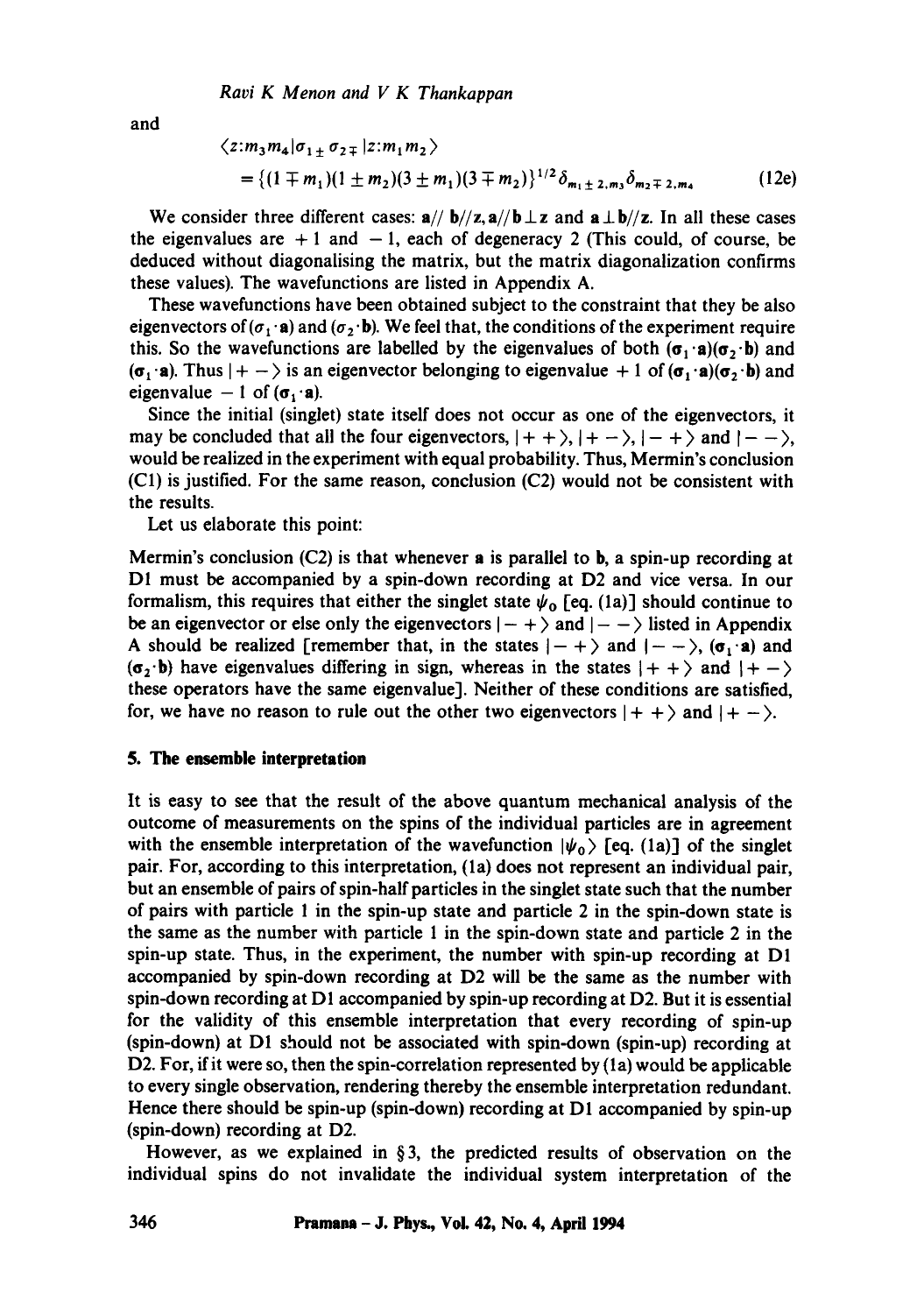and

$$\langle z{:}m_3 m_4|\sigma_{1\pm}\sigma_{2\mp}|z{:}m_1 m_2\rangle$$
$$= \{(1\mp m_1)(1\pm m_2)(3\pm m_1)(3\mp m_2)\}^{1/2}\delta_{m_1\pm 2,m_3}\delta_{m_2\mp 2,m_4} \tag{12e}$$

We consider three different cases: $\mathbf{a}//\mathbf{b}//\mathbf{z}$, $\mathbf{a}//\mathbf{b}\perp\mathbf{z}$ and $\mathbf{a}\perp\mathbf{b}//\mathbf{z}$. In all these cases the eigenvalues are $+1$ and $-1$, each of degeneracy 2 (This could, of course, be deduced without diagonalising the matrix, but the matrix diagonalization confirms these values). The wavefunctions are listed in Appendix A.

These wavefunctions have been obtained subject to the constraint that they be also eigenvectors of $(\sigma_1\cdot\mathbf{a})$ and $(\sigma_2\cdot\mathbf{b})$. We feel that, the conditions of the experiment require this. So the wavefunctions are labelled by the eigenvalues of both $(\boldsymbol{\sigma}_1\cdot\mathbf{a})(\boldsymbol{\sigma}_2\cdot\mathbf{b})$ and $(\boldsymbol{\sigma}_1\cdot\mathbf{a})$. Thus $|+\,-\rangle$ is an eigenvector belonging to eigenvalue $+1$ of $(\boldsymbol{\sigma}_1\cdot\mathbf{a})(\boldsymbol{\sigma}_2\cdot\mathbf{b})$ and eigenvalue $-1$ of $(\boldsymbol{\sigma}_1\cdot\mathbf{a})$.

Since the initial (singlet) state itself does not occur as one of the eigenvectors, it may be concluded that all the four eigenvectors, $|+\,+\rangle$, $|+\,-\rangle$, $|-\,+\rangle$ and $|-\,-\rangle$, would be realized in the experiment with equal probability. Thus, Mermin's conclusion (C1) is justified. For the same reason, conclusion (C2) would not be consistent with the results.

Let us elaborate this point:

Mermin's conclusion (C2) is that whenever $\mathbf{a}$ is parallel to $\mathbf{b}$, a spin-up recording at D1 must be accompanied by a spin-down recording at D2 and vice versa. In our formalism, this requires that either the singlet state $\psi_0$ [eq. (1a)] should continue to be an eigenvector or else only the eigenvectors $|-\,+\rangle$ and $|-\,-\rangle$ listed in Appendix A should be realized [remember that, in the states $|-\,+\rangle$ and $|-\,-\rangle$, $(\boldsymbol{\sigma}_1\cdot\mathbf{a})$ and $(\boldsymbol{\sigma}_2\cdot\mathbf{b})$ have eigenvalues differing in sign, whereas in the states $|+\,+\rangle$ and $|+\,-\rangle$ these operators have the same eigenvalue]. Neither of these conditions are satisfied, for, we have no reason to rule out the other two eigenvectors $|+\,+\rangle$ and $|+\,-\rangle$.

## 5. The ensemble interpretation

It is easy to see that the result of the above quantum mechanical analysis of the outcome of measurements on the spins of the individual particles are in agreement with the ensemble interpretation of the wavefunction $|\psi_0\rangle$ [eq. (1a)] of the singlet pair. For, according to this interpretation, (1a) does not represent an individual pair, but an ensemble of pairs of spin-half particles in the singlet state such that the number of pairs with particle 1 in the spin-up state and particle 2 in the spin-down state is the same as the number with particle 1 in the spin-down state and particle 2 in the spin-up state. Thus, in the experiment, the number with spin-up recording at D1 accompanied by spin-down recording at D2 will be the same as the number with spin-down recording at D1 accompanied by spin-up recording at D2. But it is essential for the validity of this ensemble interpretation that every recording of spin-up (spin-down) at D1 should not be associated with spin-down (spin-up) recording at D2. For, if it were so, then the spin-correlation represented by (1a) would be applicable to every single observation, rendering thereby the ensemble interpretation redundant. Hence there should be spin-up (spin-down) recording at D1 accompanied by spin-up (spin-down) recording at D2.

However, as we explained in §3, the predicted results of observation on the individual spins do not invalidate the individual system interpretation of the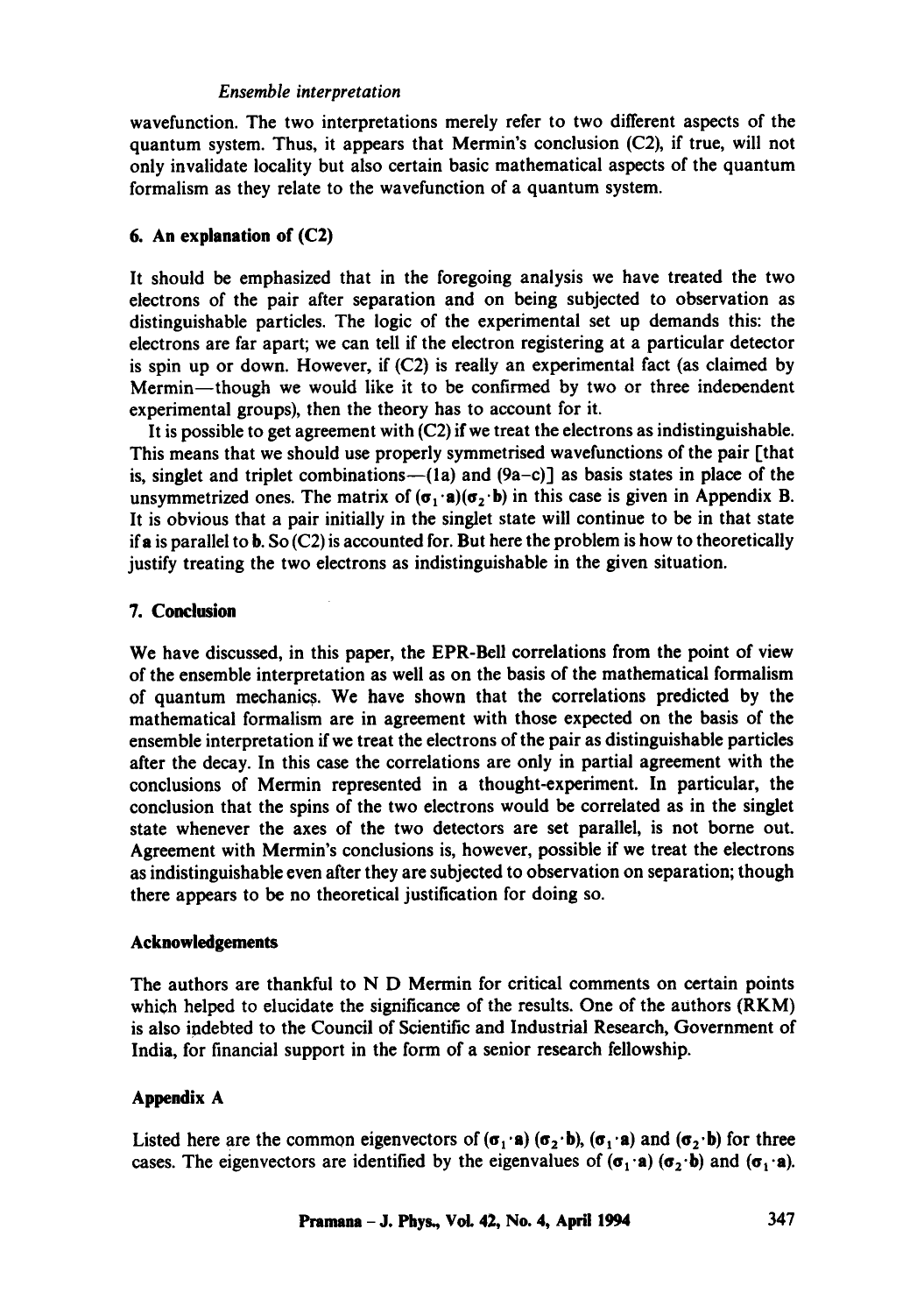wavefunction. The two interpretations merely refer to two different aspects of the quantum system. Thus, it appears that Mermin's conclusion (C2), if true, will not only invalidate locality but also certain basic mathematical aspects of the quantum formalism as they relate to the wavefunction of a quantum system.

## 6. An explanation of (C2)

It should be emphasized that in the foregoing analysis we have treated the two electrons of the pair after separation and on being subjected to observation as distinguishable particles. The logic of the experimental set up demands this: the electrons are far apart; we can tell if the electron registering at a particular detector is spin up or down. However, if (C2) is really an experimental fact (as claimed by Mermin—though we would like it to be confirmed by two or three indeoendent experimental groups), then the theory has to account for it.

It is possible to get agreement with (C2) if we treat the electrons as indistinguishable. This means that we should use properly symmetrised wavefunctions of the pair [that is, singlet and triplet combinations—(1a) and (9a–c)] as basis states in place of the unsymmetrized ones. The matrix of $(\boldsymbol{\sigma}_1 \cdot \mathbf{a})(\boldsymbol{\sigma}_2 \cdot \mathbf{b})$ in this case is given in Appendix B. It is obvious that a pair initially in the singlet state will continue to be in that state if $\mathbf{a}$ is parallel to $\mathbf{b}$. So (C2) is accounted for. But here the problem is how to theoretically justify treating the two electrons as indistinguishable in the given situation.

## 7. Conclusion

We have discussed, in this paper, the EPR-Bell correlations from the point of view of the ensemble interpretation as well as on the basis of the mathematical formalism of quantum mechanics. We have shown that the correlations predicted by the mathematical formalism are in agreement with those expected on the basis of the ensemble interpretation if we treat the electrons of the pair as distinguishable particles after the decay. In this case the correlations are only in partial agreement with the conclusions of Mermin represented in a thought-experiment. In particular, the conclusion that the spins of the two electrons would be correlated as in the singlet state whenever the axes of the two detectors are set parallel, is not borne out. Agreement with Mermin's conclusions is, however, possible if we treat the electrons as indistinguishable even after they are subjected to observation on separation; though there appears to be no theoretical justification for doing so.

## Acknowledgements

The authors are thankful to N D Mermin for critical comments on certain points which helped to elucidate the significance of the results. One of the authors (RKM) is also indebted to the Council of Scientific and Industrial Research, Government of India, for financial support in the form of a senior research fellowship.

## Appendix A

Listed here are the common eigenvectors of $(\boldsymbol{\sigma}_1 \cdot \mathbf{a})(\boldsymbol{\sigma}_2 \cdot \mathbf{b})$, $(\boldsymbol{\sigma}_1 \cdot \mathbf{a})$ and $(\boldsymbol{\sigma}_2 \cdot \mathbf{b})$ for three cases. The eigenvectors are identified by the eigenvalues of $(\boldsymbol{\sigma}_1 \cdot \mathbf{a})(\boldsymbol{\sigma}_2 \cdot \mathbf{b})$ and $(\boldsymbol{\sigma}_1 \cdot \mathbf{a})$.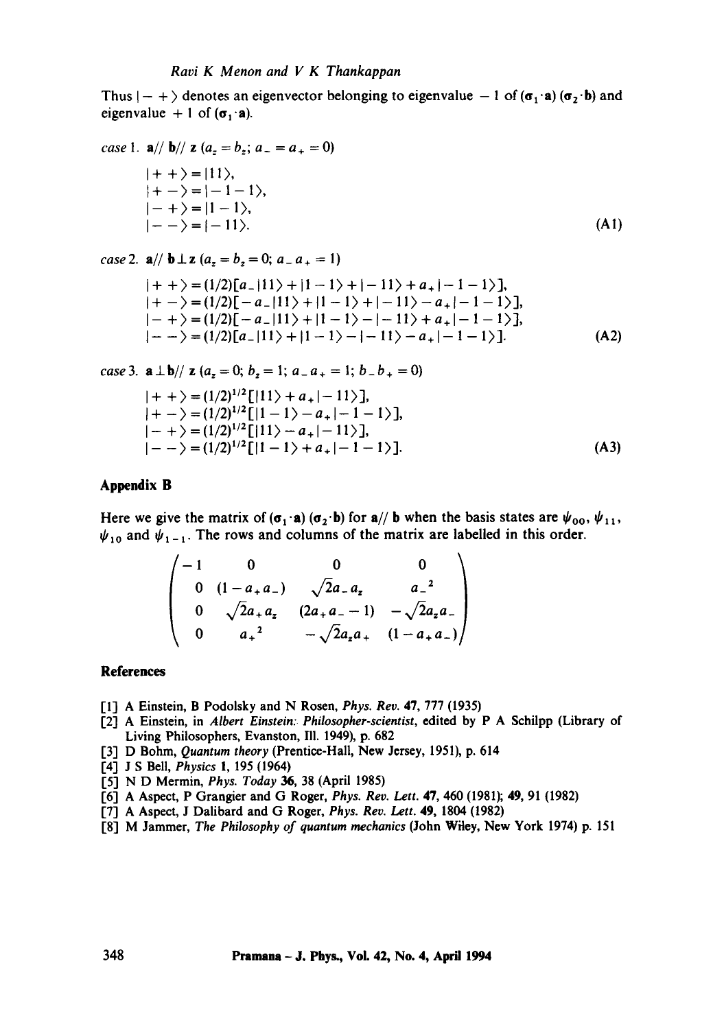Thus $|-+\rangle$ denotes an eigenvector belonging to eigenvalue $-1$ of $(\boldsymbol{\sigma}_1 \cdot \mathbf{a})(\boldsymbol{\sigma}_2 \cdot \mathbf{b})$ and eigenvalue $+1$ of $(\boldsymbol{\sigma}_1 \cdot \mathbf{a})$.

*case* 1. $\mathbf{a} // \mathbf{b} // \mathbf{z}$ $(a_z = b_z;\ a_- = a_+ = 0)$

$$
\begin{aligned}
|++\rangle &= |11\rangle, \\
|+-\rangle &= |-1-1\rangle, \\
|-+\rangle &= |1-1\rangle, \\
|--\rangle &= |-11\rangle.
\end{aligned}
\tag{A1}
$$

*case* 2. $\mathbf{a} // \mathbf{b} \perp \mathbf{z}$ $(a_z = b_z = 0;\ a_- a_+ = 1)$

$$
\begin{aligned}
|++\rangle &= (1/2)[a_-|11\rangle + |1-1\rangle + |-11\rangle + a_+|-1-1\rangle], \\
|+-\rangle &= (1/2)[-a_-|11\rangle + |1-1\rangle + |-11\rangle - a_+|-1-1\rangle], \\
|-+\rangle &= (1/2)[-a_-|11\rangle + |1-1\rangle - |-11\rangle + a_+|-1-1\rangle], \\
|--\rangle &= (1/2)[a_-|11\rangle + |1-1\rangle - |-11\rangle - a_+|-1-1\rangle].
\end{aligned}
\tag{A2}
$$

*case* 3. $\mathbf{a} \perp \mathbf{b} // \mathbf{z}$ $(a_z = 0;\ b_z = 1;\ a_- a_+ = 1;\ b_- b_+ = 0)$

$$
\begin{aligned}
|++\rangle &= (1/2)^{1/2}[|11\rangle + a_+|-11\rangle], \\
|+-\rangle &= (1/2)^{1/2}[|1-1\rangle - a_+|-1-1\rangle], \\
|-+\rangle &= (1/2)^{1/2}[|11\rangle - a_+|-11\rangle], \\
|--\rangle &= (1/2)^{1/2}[|1-1\rangle + a_+|-1-1\rangle].
\end{aligned}
\tag{A3}
$$

## Appendix B

Here we give the matrix of $(\boldsymbol{\sigma}_1 \cdot \mathbf{a})(\boldsymbol{\sigma}_2 \cdot \mathbf{b})$ for $\mathbf{a} // \mathbf{b}$ when the basis states are $\psi_{00}$, $\psi_{11}$, $\psi_{10}$ and $\psi_{1-1}$. The rows and columns of the matrix are labelled in this order.

$$
\begin{pmatrix}
-1 & 0 & 0 & 0 \\
0 & (1 - a_+ a_-) & \sqrt{2} a_- a_z & a_-^{\,2} \\
0 & \sqrt{2} a_+ a_z & (2a_+ a_- - 1) & -\sqrt{2} a_z a_- \\
0 & a_+^{\,2} & -\sqrt{2} a_z a_+ & (1 - a_+ a_-)
\end{pmatrix}
$$

## References

[1] A Einstein, B Podolsky and N Rosen, *Phys. Rev.* **47**, 777 (1935)

[2] A Einstein, in *Albert Einstein: Philosopher-scientist*, edited by P A Schilpp (Library of Living Philosophers, Evanston, Ill. 1949), p. 682

[3] D Bohm, *Quantum theory* (Prentice-Hall, New Jersey, 1951), p. 614

[4] J S Bell, *Physics* **1**, 195 (1964)

[5] N D Mermin, *Phys. Today* **36**, 38 (April 1985)

[6] A Aspect, P Grangier and G Roger, *Phys. Rev. Lett.* **47**, 460 (1981); **49**, 91 (1982)

[7] A Aspect, J Dalibard and G Roger, *Phys. Rev. Lett.* **49**, 1804 (1982)

[8] M Jammer, *The Philosophy of quantum mechanics* (John Wiley, New York 1974) p. 151